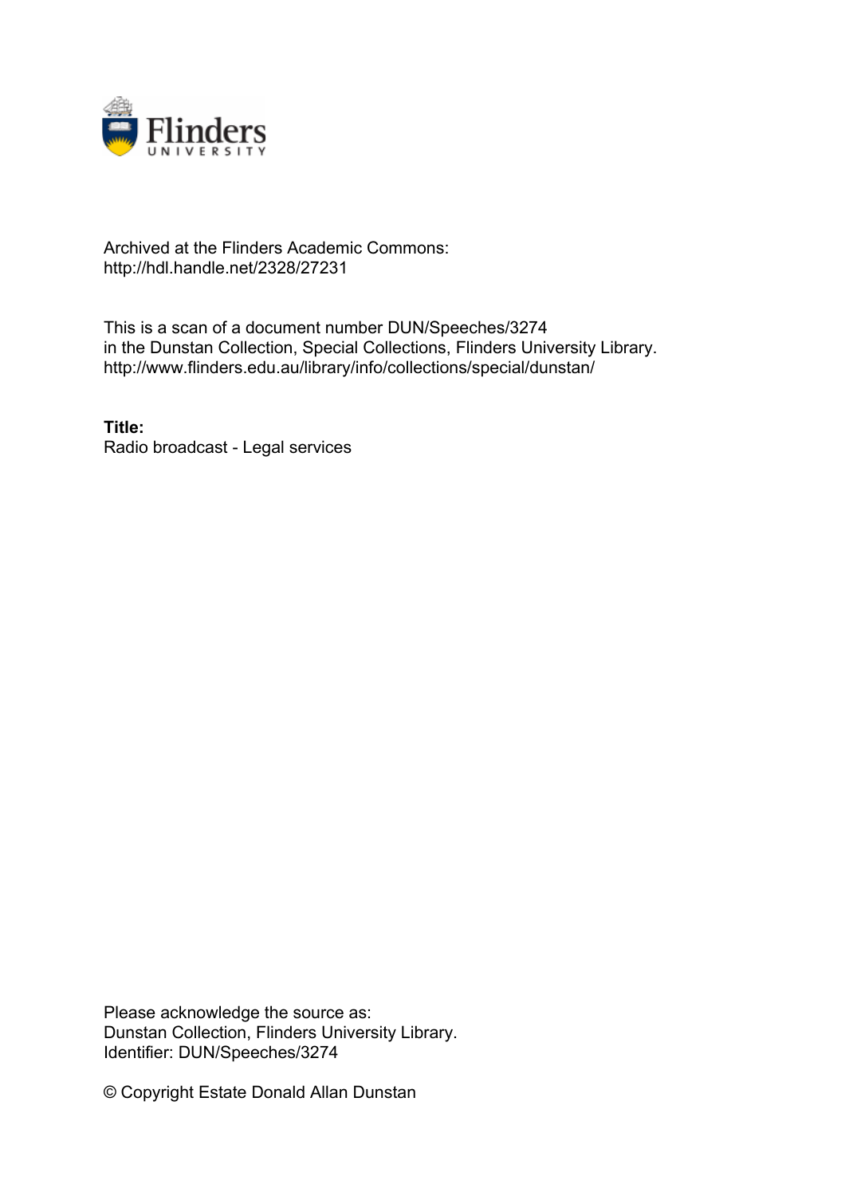Archived at the Flinders Academic Commons:
http://hdl.handle.net/2328/27231

This is a scan of a document number DUN/Speeches/3274
in the Dunstan Collection, Special Collections, Flinders University Library.
http://www.flinders.edu.au/library/info/collections/special/dunstan/

**Title:**
Radio broadcast - Legal services

Please acknowledge the source as:
Dunstan Collection, Flinders University Library.
Identifier: DUN/Speeches/3274

© Copyright Estate Donald Allan Dunstan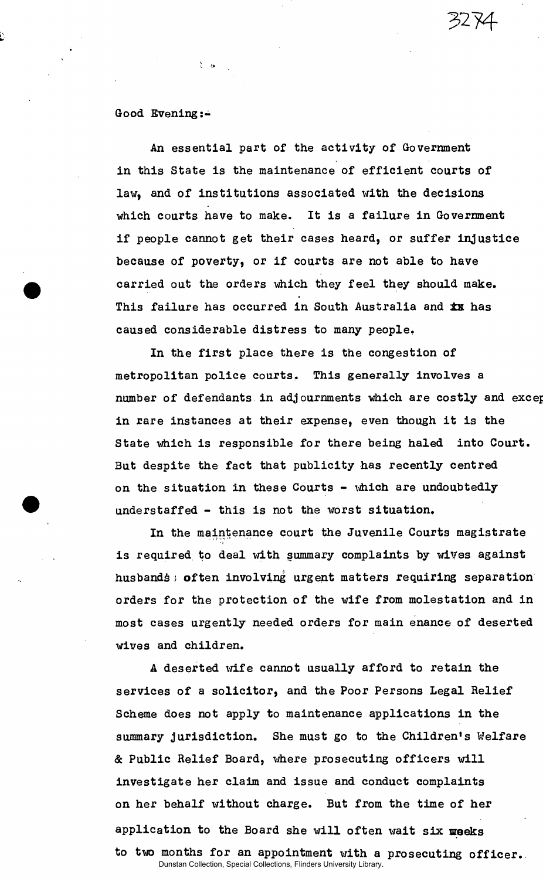Good Evening:-

An essential part of the activity of Government in this State is the maintenance of efficient courts of law, and of institutions associated with the decisions which courts have to make. It is a failure in Government if people cannot get their cases heard, or suffer injustice because of poverty, or if courts are not able to have carried out the orders which they feel they should make. This failure has occurred in South Australia and ~~is~~ has caused considerable distress to many people.

In the first place there is the congestion of metropolitan police courts. This generally involves a number of defendants in adjournments which are costly and excep in rare instances at their expense, even though it is the State which is responsible for there being haled into Court. But despite the fact that publicity has recently centred on the situation in these Courts - which are undoubtedly understaffed - this is not the worst situation.

In the maintenance court the Juvenile Courts magistrate is required to deal with summary complaints by wives against husbands; often involving urgent matters requiring separation orders for the protection of the wife from molestation and in most cases urgently needed orders for main enance of deserted wives and children.

A deserted wife cannot usually afford to retain the services of a solicitor, and the Poor Persons Legal Relief Scheme does not apply to maintenance applications in the summary jurisdiction. She must go to the Children's Welfare & Public Relief Board, where prosecuting officers will investigate her claim and issue and conduct complaints on her behalf without charge. But from the time of her application to the Board she will often wait six weeks to two months for an appointment with a prosecuting officer.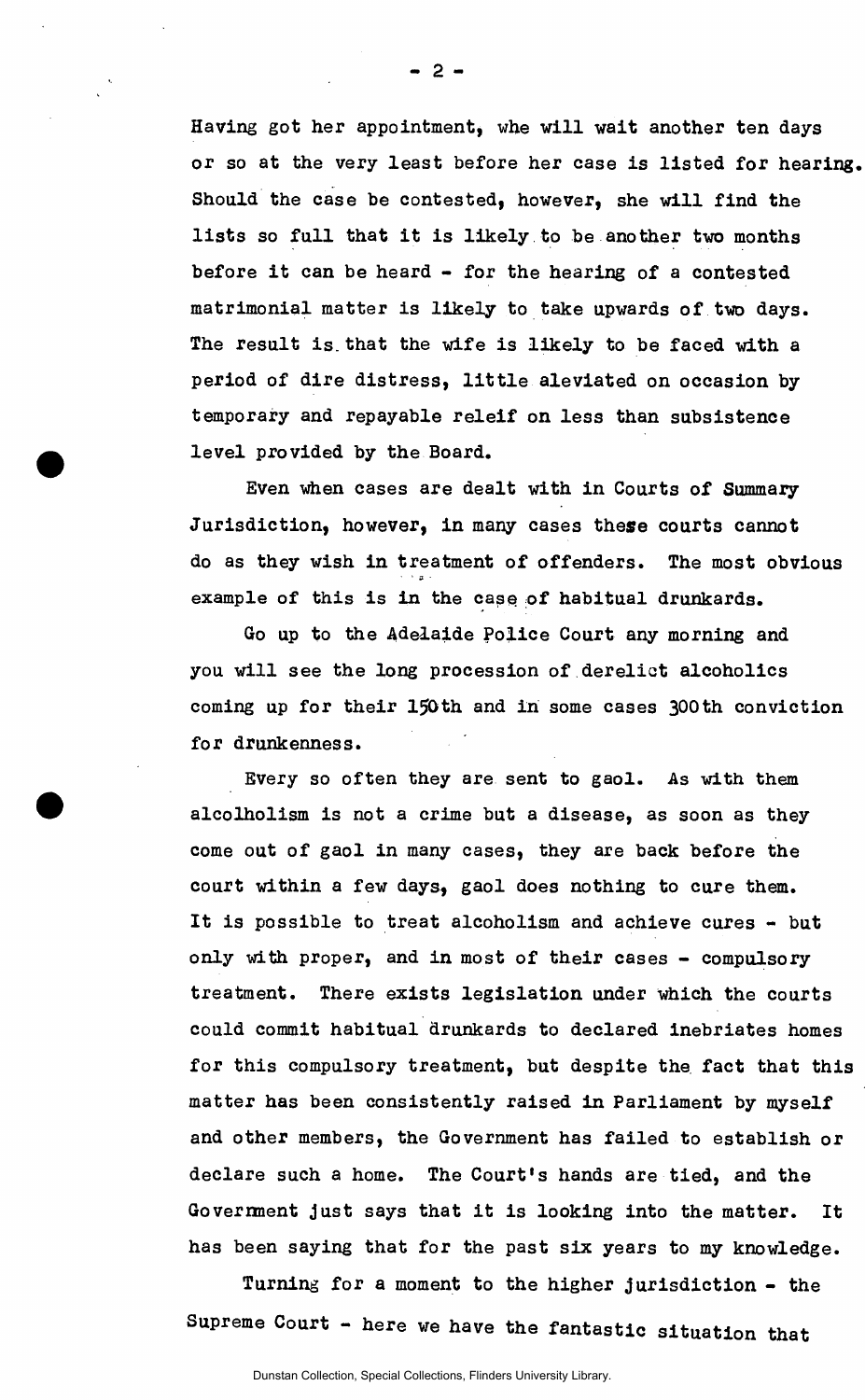Having got her appointment, whe will wait another ten days or so at the very least before her case is listed for hearing. Should the case be contested, however, she will find the lists so full that it is likely to be another two months before it can be heard - for the hearing of a contested matrimonial matter is likely to take upwards of two days. The result is that the wife is likely to be faced with a period of dire distress, little aleviated on occasion by temporary and repayable releif on less than subsistence level provided by the Board.

Even when cases are dealt with in Courts of Summary Jurisdiction, however, in many cases these courts cannot do as they wish in treatment of offenders. The most obvious example of this is in the case of habitual drunkards.

Go up to the Adelaide Police Court any morning and you will see the long procession of derelict alcoholics coming up for their 150th and in some cases 300th conviction for drunkenness.

Every so often they are sent to gaol. As with them alcolholism is not a crime but a disease, as soon as they come out of gaol in many cases, they are back before the court within a few days, gaol does nothing to cure them. It is possible to treat alcoholism and achieve cures - but only with proper, and in most of their cases - compulsory treatment. There exists legislation under which the courts could commit habitual drunkards to declared inebriates homes for this compulsory treatment, but despite the fact that this matter has been consistently raised in Parliament by myself and other members, the Government has failed to establish or declare such a home. The Court's hands are tied, and the Government just says that it is looking into the matter. It has been saying that for the past six years to my knowledge.

Turning for a moment to the higher jurisdiction - the Supreme Court - here we have the fantastic situation that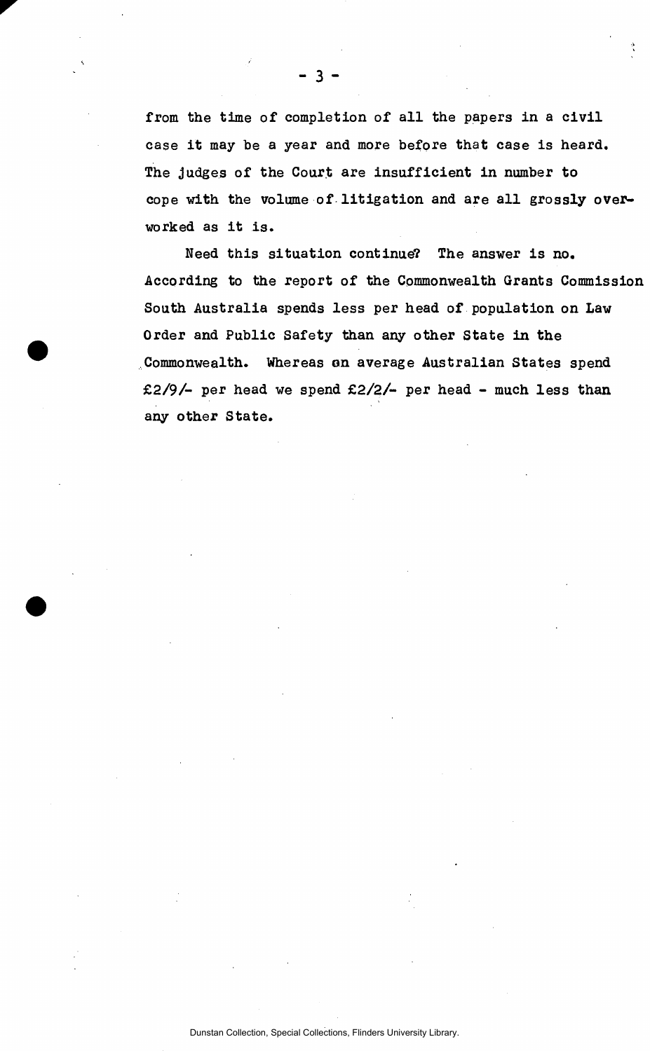from the time of completion of all the papers in a civil case it may be a year and more before that case is heard. The judges of the Court are insufficient in number to cope with the volume of litigation and are all grossly overworked as it is.

Need this situation continue? The answer is no. According to the report of the Commonwealth Grants Commission South Australia spends less per head of population on Law Order and Public Safety than any other State in the Commonwealth. Whereas on average Australian States spend £2/9/- per head we spend £2/2/- per head - much less than any other State.